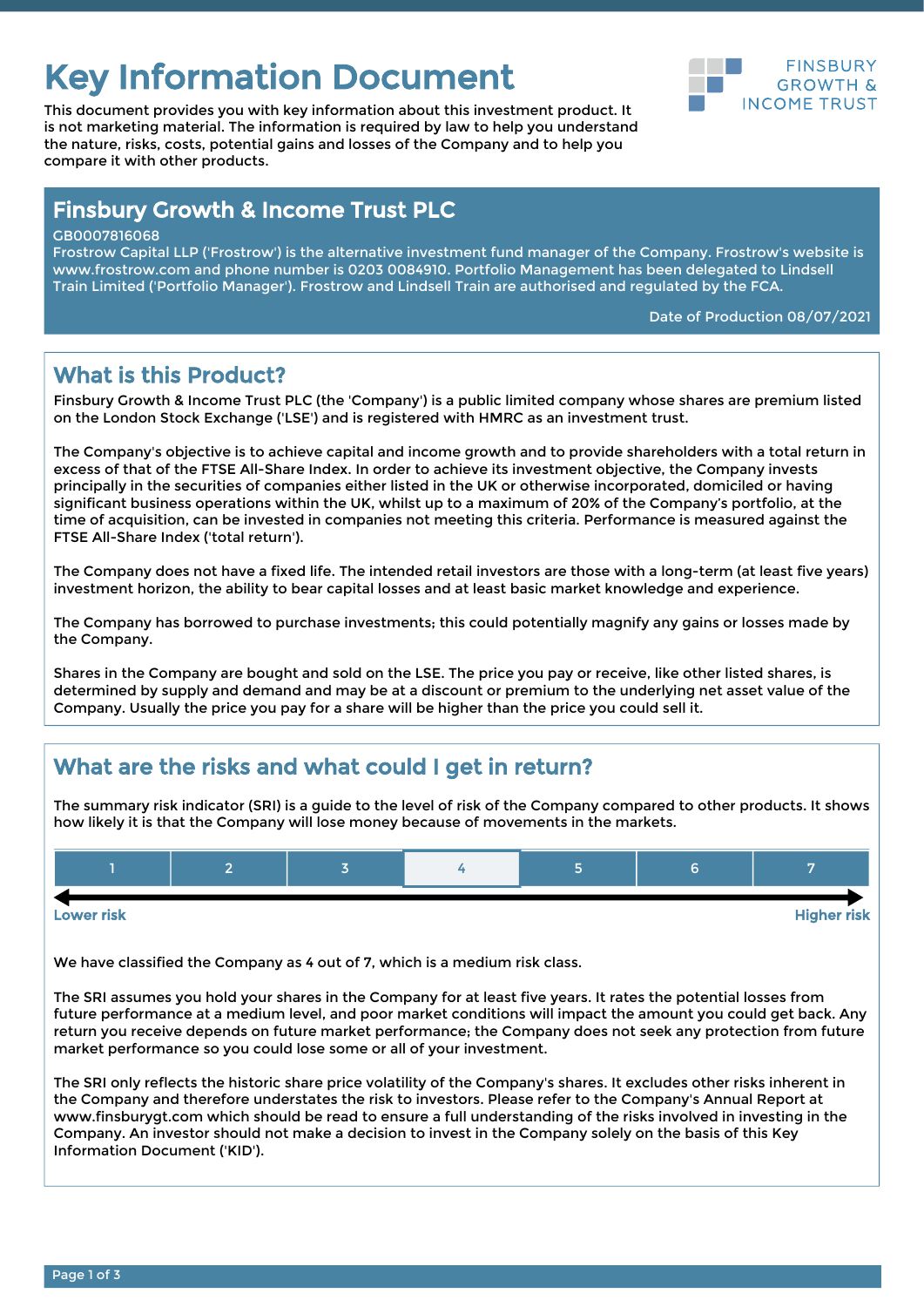# Key Information Document

This document provides you with key information about this investment product. It is not marketing material. The information is required by law to help you understand the nature, risks, costs, potential gains and losses of the Company and to help you compare it with other products.

FINSBURY GROWTH & INCOME TRUST

## Finsbury Growth & Income Trust PLC

GB0007816068

Frostrow Capital LLP ('Frostrow') is the alternative investment fund manager of the Company. Frostrow's website is www.frostrow.com and phone number is 0203 0084910. Portfolio Management has been delegated to Lindsell Train Limited ('Portfolio Manager'). Frostrow and Lindsell Train are authorised and regulated by the FCA.

Date of Production 08/07/2021

## What is this Product?

Finsbury Growth & Income Trust PLC (the 'Company') is a public limited company whose shares are premium listed on the London Stock Exchange ('LSE') and is registered with HMRC as an investment trust.

The Company's objective is to achieve capital and income growth and to provide shareholders with a total return in excess of that of the FTSE All-Share Index. In order to achieve its investment objective, the Company invests principally in the securities of companies either listed in the UK or otherwise incorporated, domiciled or having significant business operations within the UK, whilst up to a maximum of 20% of the Company's portfolio, at the time of acquisition, can be invested in companies not meeting this criteria. Performance is measured against the FTSE All-Share Index ('total return').

The Company does not have a fixed life. The intended retail investors are those with a long-term (at least five years) investment horizon, the ability to bear capital losses and at least basic market knowledge and experience.

The Company has borrowed to purchase investments; this could potentially magnify any gains or losses made by the Company.

Shares in the Company are bought and sold on the LSE. The price you pay or receive, like other listed shares, is determined by supply and demand and may be at a discount or premium to the underlying net asset value of the Company. Usually the price you pay for a share will be higher than the price you could sell it.

## What are the risks and what could I get in return?

The summary risk indicator (SRI) is a guide to the level of risk of the Company compared to other products. It shows how likely it is that the Company will lose money because of movements in the markets.

| 1 | 2 | 3 | **4** | 5 | 6 | 7 |
|---|---|---|---|---|---|---|

Lower risk ← → Higher risk

We have classified the Company as 4 out of 7, which is a medium risk class.

The SRI assumes you hold your shares in the Company for at least five years. It rates the potential losses from future performance at a medium level, and poor market conditions will impact the amount you could get back. Any return you receive depends on future market performance; the Company does not seek any protection from future market performance so you could lose some or all of your investment.

The SRI only reflects the historic share price volatility of the Company's shares. It excludes other risks inherent in the Company and therefore understates the risk to investors. Please refer to the Company's Annual Report at www.finsburygt.com which should be read to ensure a full understanding of the risks involved in investing in the Company. An investor should not make a decision to invest in the Company solely on the basis of this Key Information Document ('KID').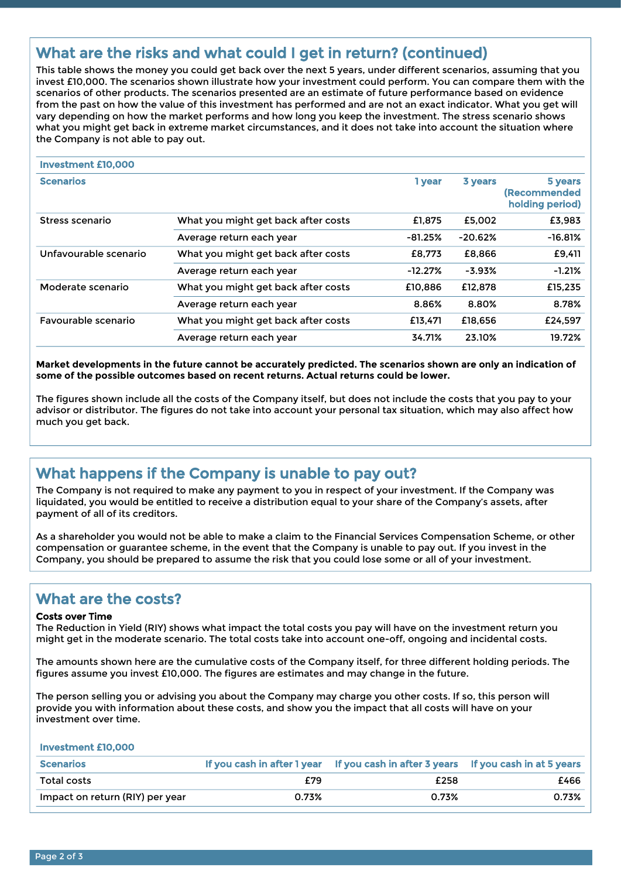## What are the risks and what could I get in return? (continued)

This table shows the money you could get back over the next 5 years, under different scenarios, assuming that you invest £10,000. The scenarios shown illustrate how your investment could perform. You can compare them with the scenarios of other products. The scenarios presented are an estimate of future performance based on evidence from the past on how the value of this investment has performed and are not an exact indicator. What you get will vary depending on how the market performs and how long you keep the investment. The stress scenario shows what you might get back in extreme market circumstances, and it does not take into account the situation where the Company is not able to pay out.

| Investment £10,000 | | | | |
|---|---|---|---|---|
| **Scenarios** | | **1 year** | **3 years** | **5 years (Recommended holding period)** |
| Stress scenario | What you might get back after costs | £1,875 | £5,002 | £3,983 |
| | Average return each year | -81.25% | -20.62% | -16.81% |
| Unfavourable scenario | What you might get back after costs | £8,773 | £8,866 | £9,411 |
| | Average return each year | -12.27% | -3.93% | -1.21% |
| Moderate scenario | What you might get back after costs | £10,886 | £12,878 | £15,235 |
| | Average return each year | 8.86% | 8.80% | 8.78% |
| Favourable scenario | What you might get back after costs | £13,471 | £18,656 | £24,597 |
| | Average return each year | 34.71% | 23.10% | 19.72% |

**Market developments in the future cannot be accurately predicted. The scenarios shown are only an indication of some of the possible outcomes based on recent returns. Actual returns could be lower.**

The figures shown include all the costs of the Company itself, but does not include the costs that you pay to your advisor or distributor. The figures do not take into account your personal tax situation, which may also affect how much you get back.

## What happens if the Company is unable to pay out?

The Company is not required to make any payment to you in respect of your investment. If the Company was liquidated, you would be entitled to receive a distribution equal to your share of the Company's assets, after payment of all of its creditors.

As a shareholder you would not be able to make a claim to the Financial Services Compensation Scheme, or other compensation or guarantee scheme, in the event that the Company is unable to pay out. If you invest in the Company, you should be prepared to assume the risk that you could lose some or all of your investment.

## What are the costs?

**Costs over Time**

The Reduction in Yield (RIY) shows what impact the total costs you pay will have on the investment return you might get in the moderate scenario. The total costs take into account one-off, ongoing and incidental costs.

The amounts shown here are the cumulative costs of the Company itself, for three different holding periods. The figures assume you invest £10,000. The figures are estimates and may change in the future.

The person selling you or advising you about the Company may charge you other costs. If so, this person will provide you with information about these costs, and show you the impact that all costs will have on your investment over time.

| Investment £10,000 | | | |
|---|---|---|---|
| **Scenarios** | **If you cash in after 1 year** | **If you cash in after 3 years** | **If you cash in at 5 years** |
| Total costs | £79 | £258 | £466 |
| Impact on return (RIY) per year | 0.73% | 0.73% | 0.73% |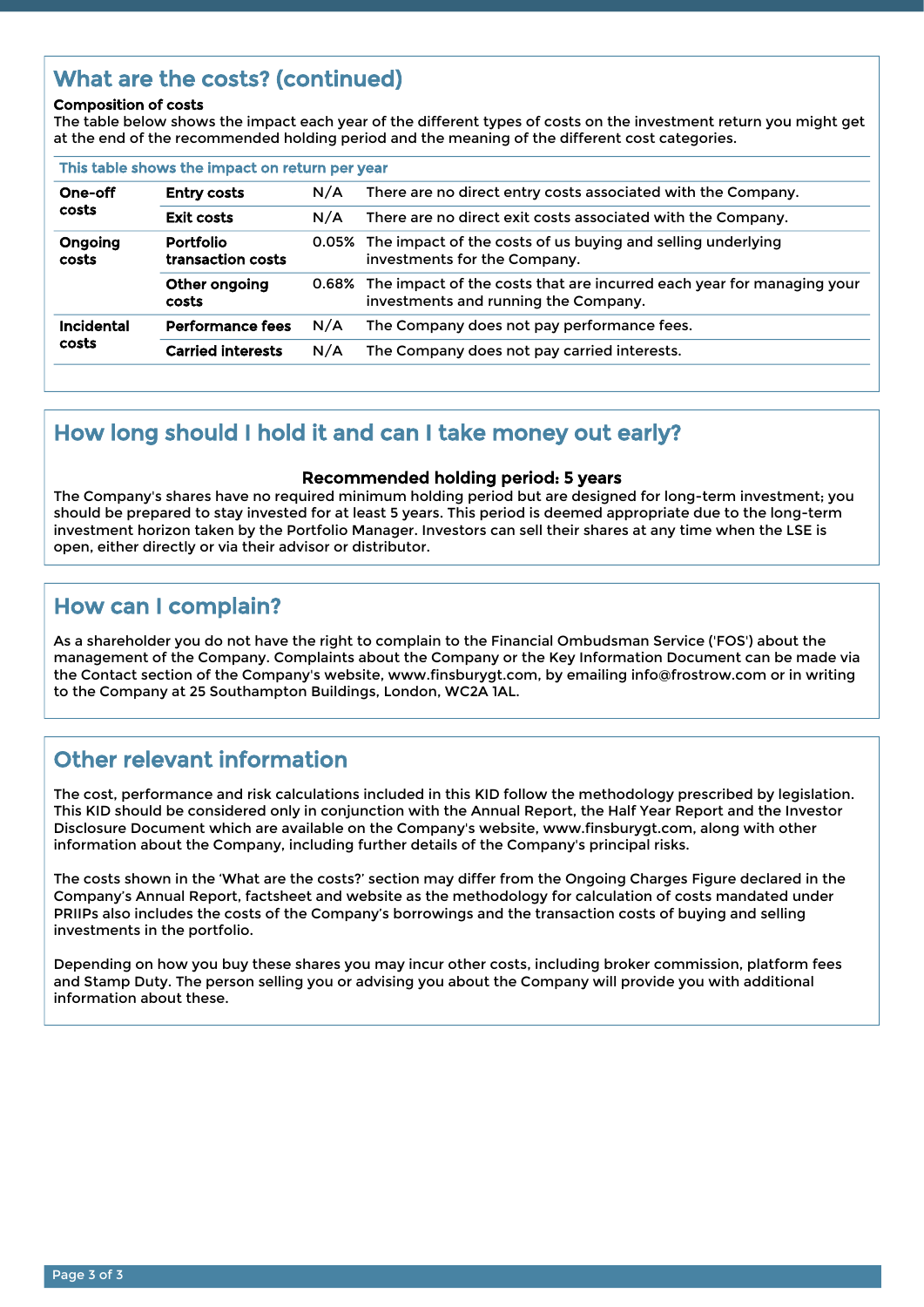## What are the costs? (continued)

**Composition of costs**

The table below shows the impact each year of the different types of costs on the investment return you might get at the end of the recommended holding period and the meaning of the different cost categories.

| This table shows the impact on return per year | | | |
|---|---|---|---|
| **One-off costs** | **Entry costs** | N/A | There are no direct entry costs associated with the Company. |
| | **Exit costs** | N/A | There are no direct exit costs associated with the Company. |
| **Ongoing costs** | **Portfolio transaction costs** | 0.05% | The impact of the costs of us buying and selling underlying investments for the Company. |
| | **Other ongoing costs** | 0.68% | The impact of the costs that are incurred each year for managing your investments and running the Company. |
| **Incidental costs** | **Performance fees** | N/A | The Company does not pay performance fees. |
| | **Carried interests** | N/A | The Company does not pay carried interests. |

## How long should I hold it and can I take money out early?

**Recommended holding period: 5 years**

The Company's shares have no required minimum holding period but are designed for long-term investment; you should be prepared to stay invested for at least 5 years. This period is deemed appropriate due to the long-term investment horizon taken by the Portfolio Manager. Investors can sell their shares at any time when the LSE is open, either directly or via their advisor or distributor.

## How can I complain?

As a shareholder you do not have the right to complain to the Financial Ombudsman Service ('FOS') about the management of the Company. Complaints about the Company or the Key Information Document can be made via the Contact section of the Company's website, www.finsburygt.com, by emailing info@frostrow.com or in writing to the Company at 25 Southampton Buildings, London, WC2A 1AL.

## Other relevant information

The cost, performance and risk calculations included in this KID follow the methodology prescribed by legislation. This KID should be considered only in conjunction with the Annual Report, the Half Year Report and the Investor Disclosure Document which are available on the Company's website, www.finsburygt.com, along with other information about the Company, including further details of the Company's principal risks.

The costs shown in the 'What are the costs?' section may differ from the Ongoing Charges Figure declared in the Company's Annual Report, factsheet and website as the methodology for calculation of costs mandated under PRIIPs also includes the costs of the Company's borrowings and the transaction costs of buying and selling investments in the portfolio.

Depending on how you buy these shares you may incur other costs, including broker commission, platform fees and Stamp Duty. The person selling you or advising you about the Company will provide you with additional information about these.